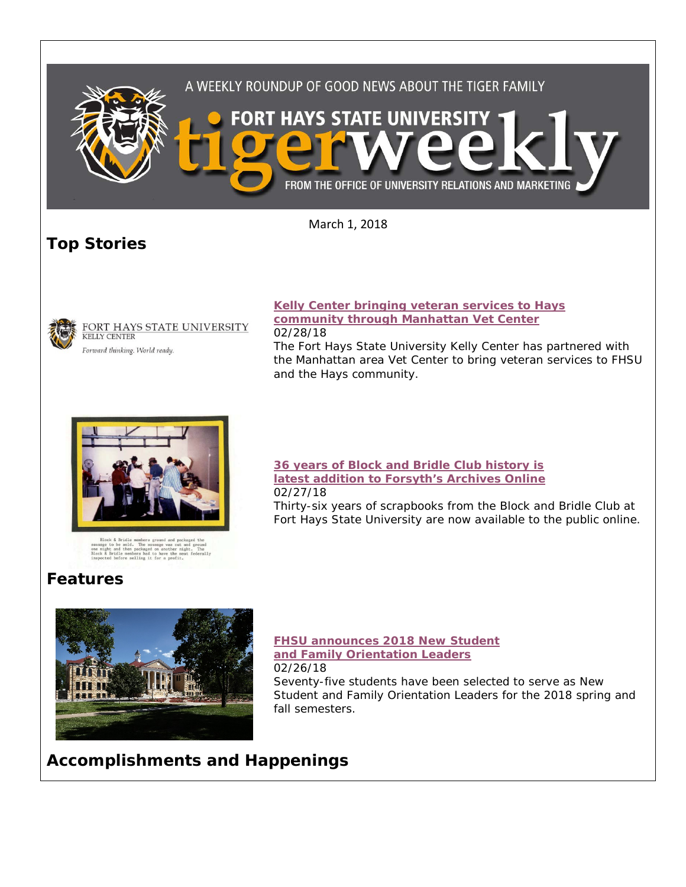A WEEKLY ROUNDUP OF GOOD NEWS ABOUT THE TIGER FAMILY

FORT HAYS STATE UNIVERSITY tigerweekly

FROM THE OFFICE OF UNIVERSITY RELATIONS AND MARKETING

March 1, 2018

## Top Stories

FORT HAYS STATE UNIVERSITY
KELLY CENTER
*Forward thinking. World ready.*

**Kelly Center bringing veteran services to Hays community through Manhattan Vet Center**
02/28/18
The Fort Hays State University Kelly Center has partnered with the Manhattan area Vet Center to bring veteran services to FHSU and the Hays community.

Block & Bridle members ground and packaged the sausage to be sold. The sausage was cut and ground one night and then packaged on another night. The Block & Bridle members had to have the meat federally inspected before selling it for a profit.

**36 years of Block and Bridle Club history is latest addition to Forsyth's Archives Online**
02/27/18
Thirty-six years of scrapbooks from the Block and Bridle Club at Fort Hays State University are now available to the public online.

## Features

**FHSU announces 2018 New Student and Family Orientation Leaders**
02/26/18
Seventy-five students have been selected to serve as New Student and Family Orientation Leaders for the 2018 spring and fall semesters.

## Accomplishments and Happenings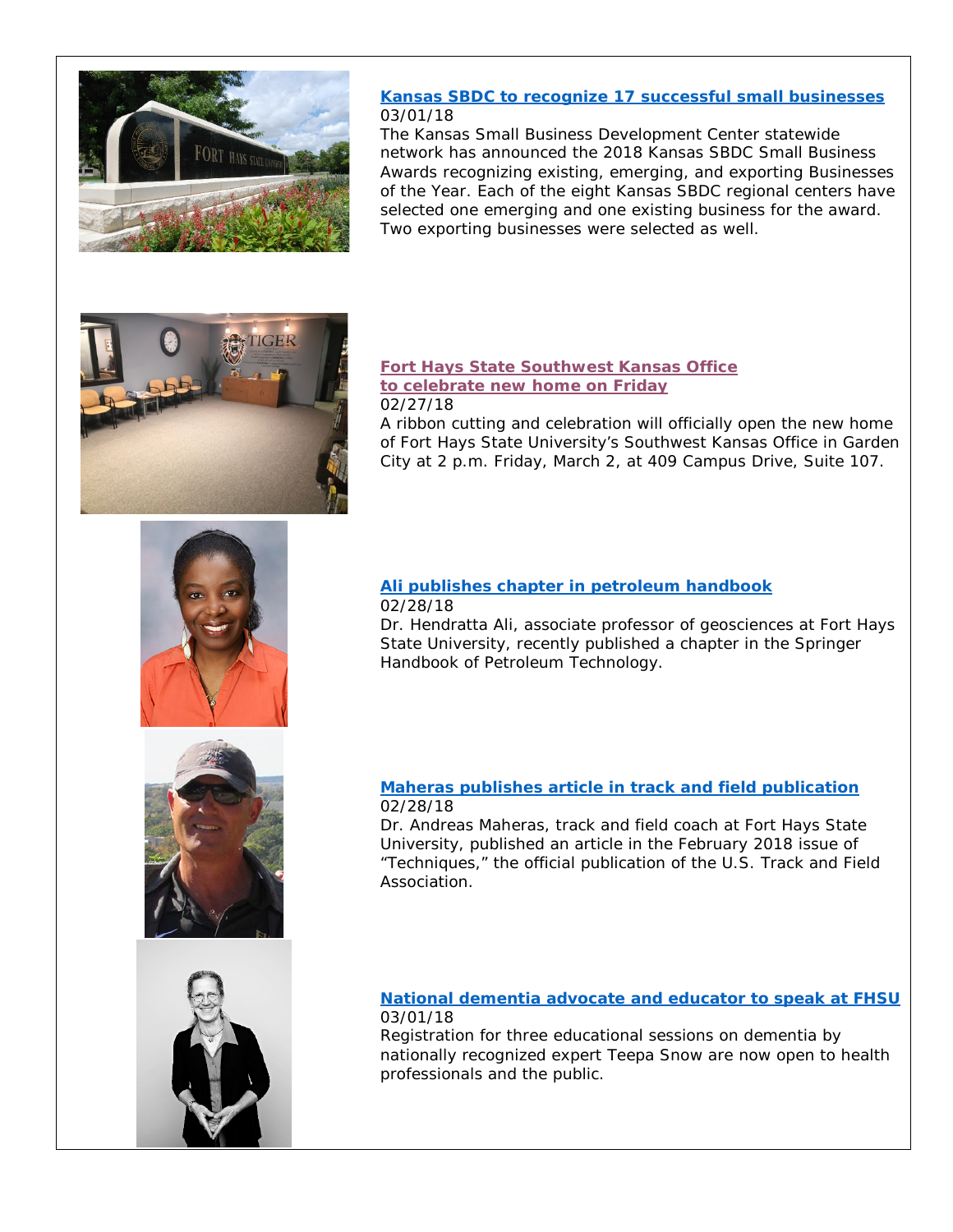**Kansas SBDC to recognize 17 successful small businesses**
03/01/18
The Kansas Small Business Development Center statewide network has announced the 2018 Kansas SBDC Small Business Awards recognizing existing, emerging, and exporting Businesses of the Year. Each of the eight Kansas SBDC regional centers have selected one emerging and one existing business for the award. Two exporting businesses were selected as well.

**Fort Hays State Southwest Kansas Office to celebrate new home on Friday**
02/27/18
A ribbon cutting and celebration will officially open the new home of Fort Hays State University's Southwest Kansas Office in Garden City at 2 p.m. Friday, March 2, at 409 Campus Drive, Suite 107.

**Ali publishes chapter in petroleum handbook**
02/28/18
Dr. Hendratta Ali, associate professor of geosciences at Fort Hays State University, recently published a chapter in the Springer Handbook of Petroleum Technology.

**Maheras publishes article in track and field publication**
02/28/18
Dr. Andreas Maheras, track and field coach at Fort Hays State University, published an article in the February 2018 issue of "Techniques," the official publication of the U.S. Track and Field Association.

**National dementia advocate and educator to speak at FHSU**
03/01/18
Registration for three educational sessions on dementia by nationally recognized expert Teepa Snow are now open to health professionals and the public.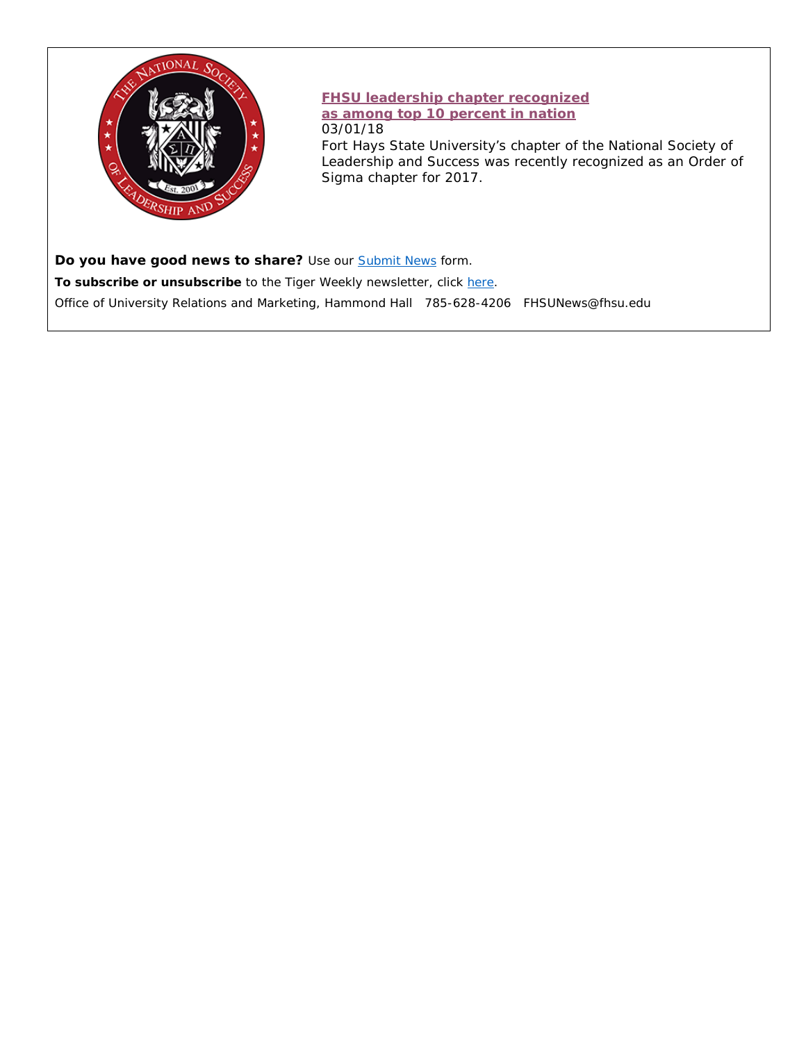**[FHSU leadership chapter recognized as among top 10 percent in nation](#)**
03/01/18
Fort Hays State University's chapter of the National Society of Leadership and Success was recently recognized as an Order of Sigma chapter for 2017.

**Do you have good news to share?** Use our [Submit News](#) form.

**To subscribe or unsubscribe** to the Tiger Weekly newsletter, click [here](#).

Office of University Relations and Marketing, Hammond Hall 785-628-4206 FHSUNews@fhsu.edu